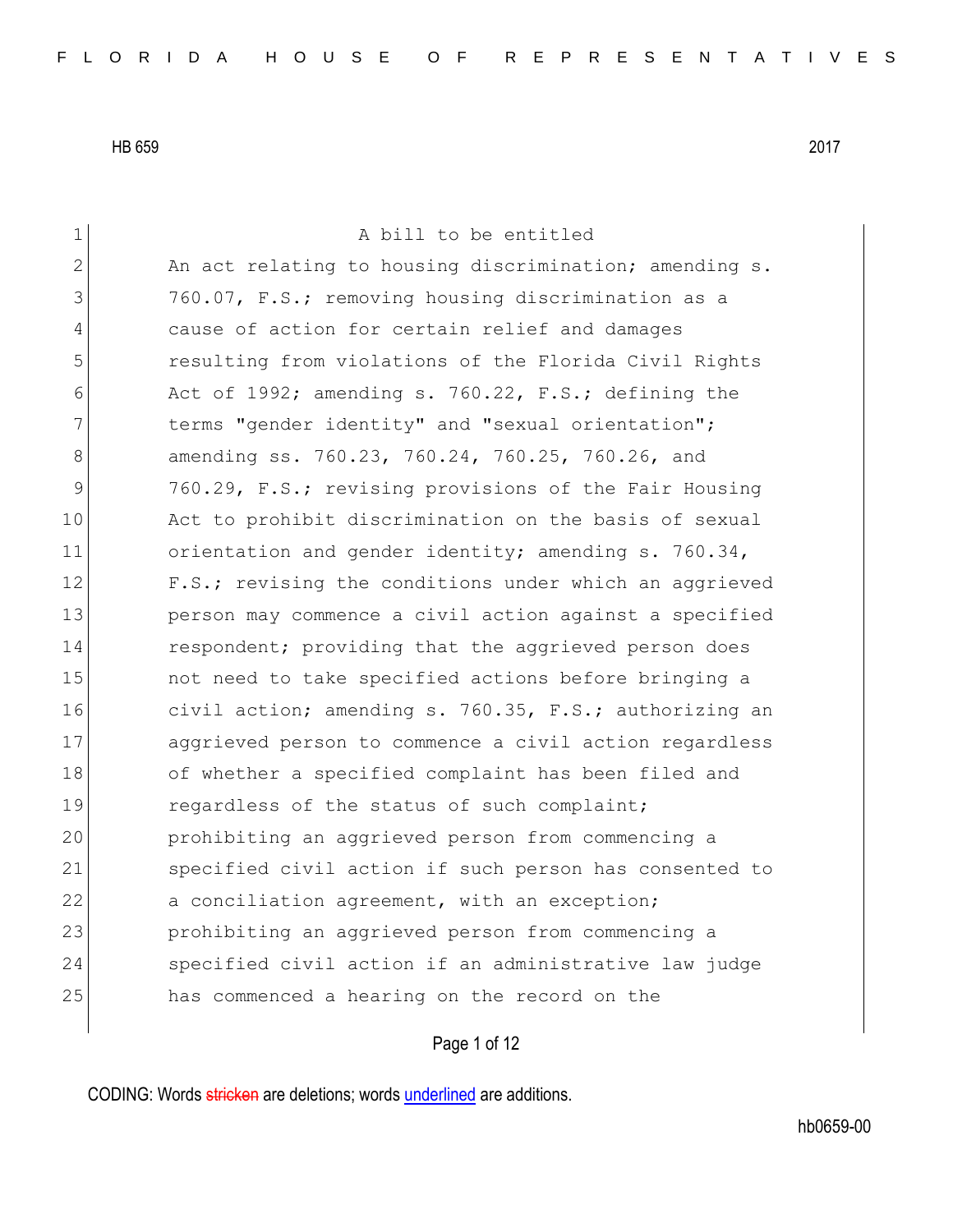HB 659 2017

A bill to be entitled

An act relating to housing discrimination; amending s. 760.07, F.S.; removing housing discrimination as a cause of action for certain relief and damages resulting from violations of the Florida Civil Rights Act of 1992; amending s. 760.22, F.S.; defining the terms "gender identity" and "sexual orientation"; amending ss. 760.23, 760.24, 760.25, 760.26, and 760.29, F.S.; revising provisions of the Fair Housing Act to prohibit discrimination on the basis of sexual orientation and gender identity; amending s. 760.34, F.S.; revising the conditions under which an aggrieved person may commence a civil action against a specified respondent; providing that the aggrieved person does not need to take specified actions before bringing a civil action; amending s. 760.35, F.S.; authorizing an aggrieved person to commence a civil action regardless of whether a specified complaint has been filed and regardless of the status of such complaint; prohibiting an aggrieved person from commencing a specified civil action if such person has consented to a conciliation agreement, with an exception; prohibiting an aggrieved person from commencing a specified civil action if an administrative law judge has commenced a hearing on the record on the

CODING: Words ~~stricken~~ are deletions; words underlined are additions.

hb0659-00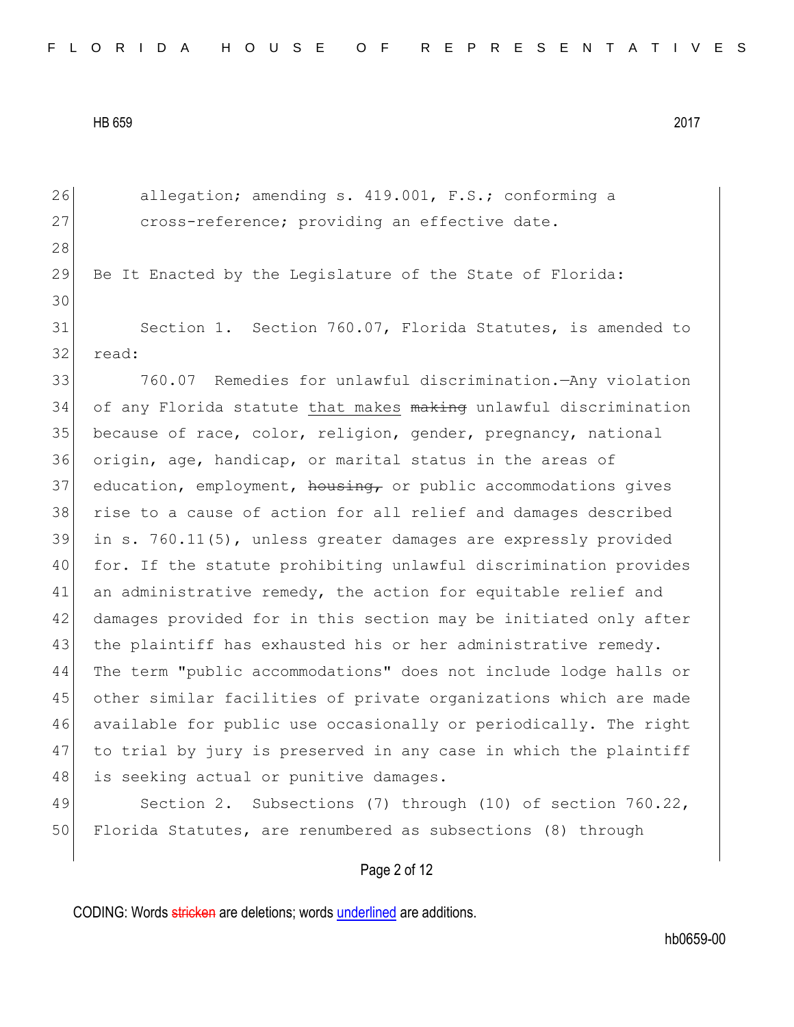allegation; amending s. 419.001, F.S.; conforming a cross-reference; providing an effective date.

Be It Enacted by the Legislature of the State of Florida:

Section 1. Section 760.07, Florida Statutes, is amended to read:

760.07 Remedies for unlawful discrimination.—Any violation of any Florida statute <u>that makes</u> ~~making~~ unlawful discrimination because of race, color, religion, gender, pregnancy, national origin, age, handicap, or marital status in the areas of education, employment, ~~housing,~~ or public accommodations gives rise to a cause of action for all relief and damages described in s. 760.11(5), unless greater damages are expressly provided for. If the statute prohibiting unlawful discrimination provides an administrative remedy, the action for equitable relief and damages provided for in this section may be initiated only after the plaintiff has exhausted his or her administrative remedy. The term "public accommodations" does not include lodge halls or other similar facilities of private organizations which are made available for public use occasionally or periodically. The right to trial by jury is preserved in any case in which the plaintiff is seeking actual or punitive damages.

Section 2. Subsections (7) through (10) of section 760.22, Florida Statutes, are renumbered as subsections (8) through

CODING: Words ~~stricken~~ are deletions; words <u>underlined</u> are additions.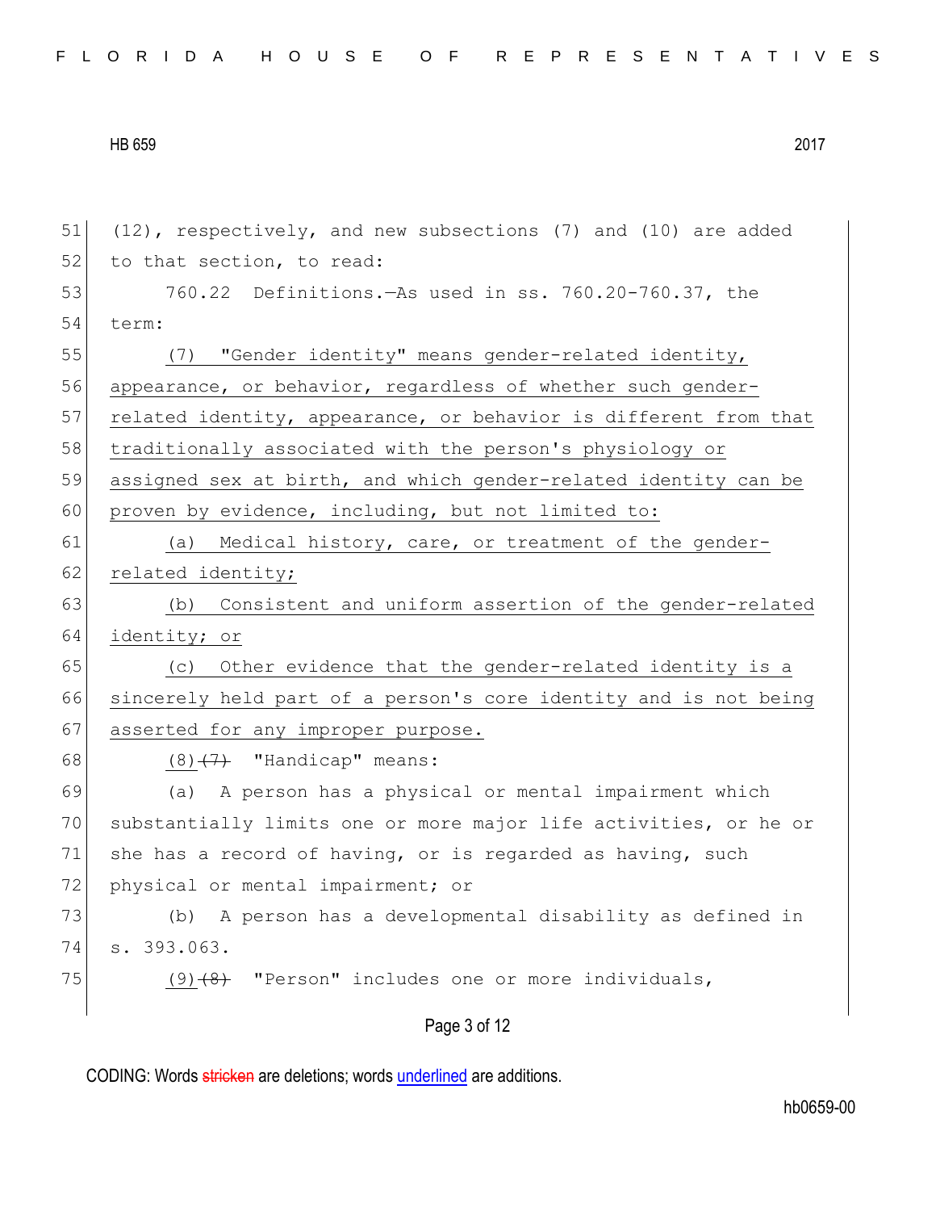(12), respectively, and new subsections (7) and (10) are added to that section, to read:

760.22 Definitions.—As used in ss. 760.20-760.37, the term:

(7) "Gender identity" means gender-related identity, appearance, or behavior, regardless of whether such gender-related identity, appearance, or behavior is different from that traditionally associated with the person's physiology or assigned sex at birth, and which gender-related identity can be proven by evidence, including, but not limited to:

(a) Medical history, care, or treatment of the gender-related identity;

(b) Consistent and uniform assertion of the gender-related identity; or

(c) Other evidence that the gender-related identity is a sincerely held part of a person's core identity and is not being asserted for any improper purpose.

(8) ~~(7)~~ "Handicap" means:

(a) A person has a physical or mental impairment which substantially limits one or more major life activities, or he or she has a record of having, or is regarded as having, such physical or mental impairment; or

(b) A person has a developmental disability as defined in s. 393.063.

(9) ~~(8)~~ "Person" includes one or more individuals,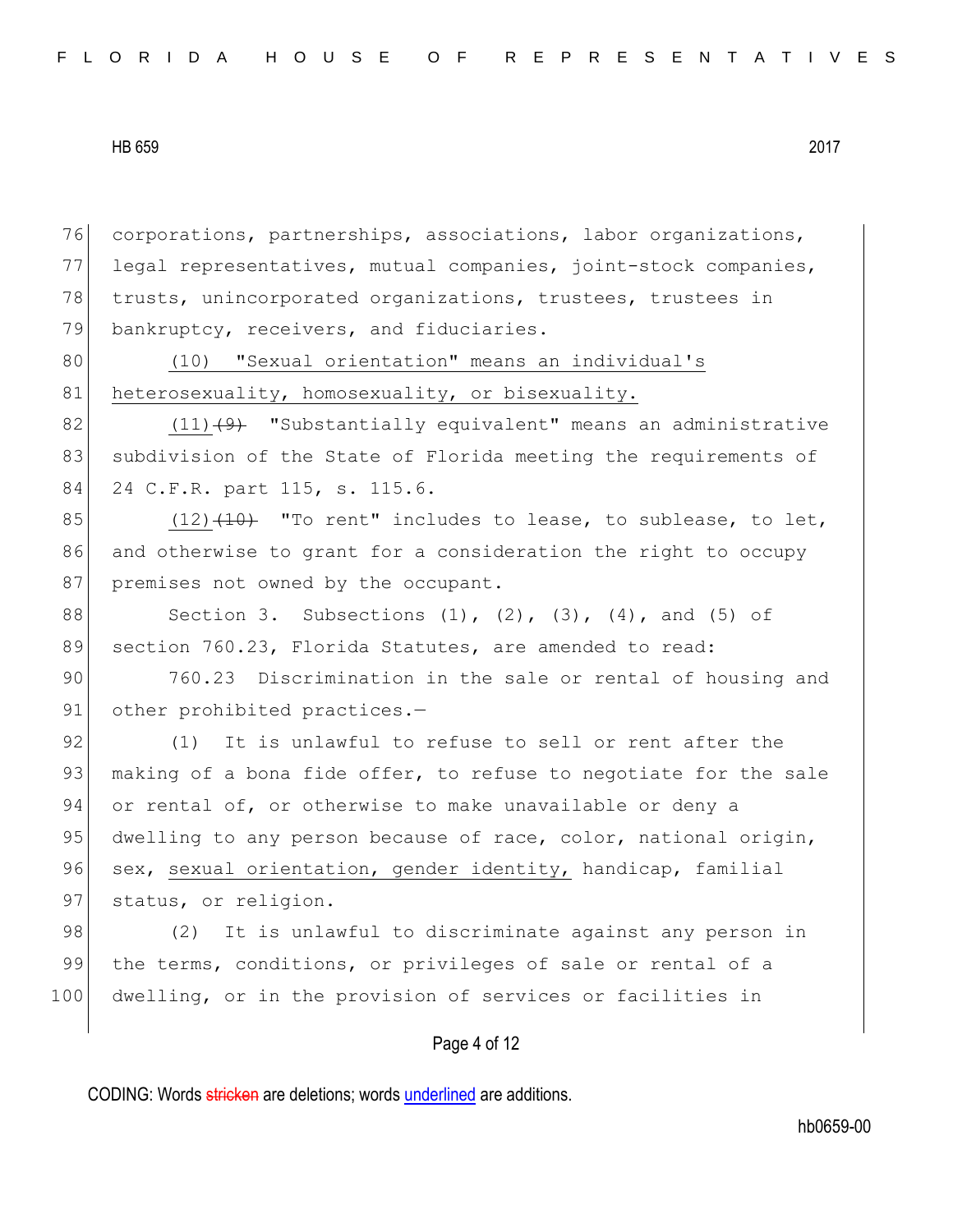corporations, partnerships, associations, labor organizations, legal representatives, mutual companies, joint-stock companies, trusts, unincorporated organizations, trustees, trustees in bankruptcy, receivers, and fiduciaries.

(10) "Sexual orientation" means an individual's heterosexuality, homosexuality, or bisexuality.

(11) ~~(9)~~ "Substantially equivalent" means an administrative subdivision of the State of Florida meeting the requirements of 24 C.F.R. part 115, s. 115.6.

(12) ~~(10)~~ "To rent" includes to lease, to sublease, to let, and otherwise to grant for a consideration the right to occupy premises not owned by the occupant.

Section 3. Subsections (1), (2), (3), (4), and (5) of section 760.23, Florida Statutes, are amended to read:

760.23 Discrimination in the sale or rental of housing and other prohibited practices.—

(1) It is unlawful to refuse to sell or rent after the making of a bona fide offer, to refuse to negotiate for the sale or rental of, or otherwise to make unavailable or deny a dwelling to any person because of race, color, national origin, sex, sexual orientation, gender identity, handicap, familial status, or religion.

(2) It is unlawful to discriminate against any person in the terms, conditions, or privileges of sale or rental of a dwelling, or in the provision of services or facilities in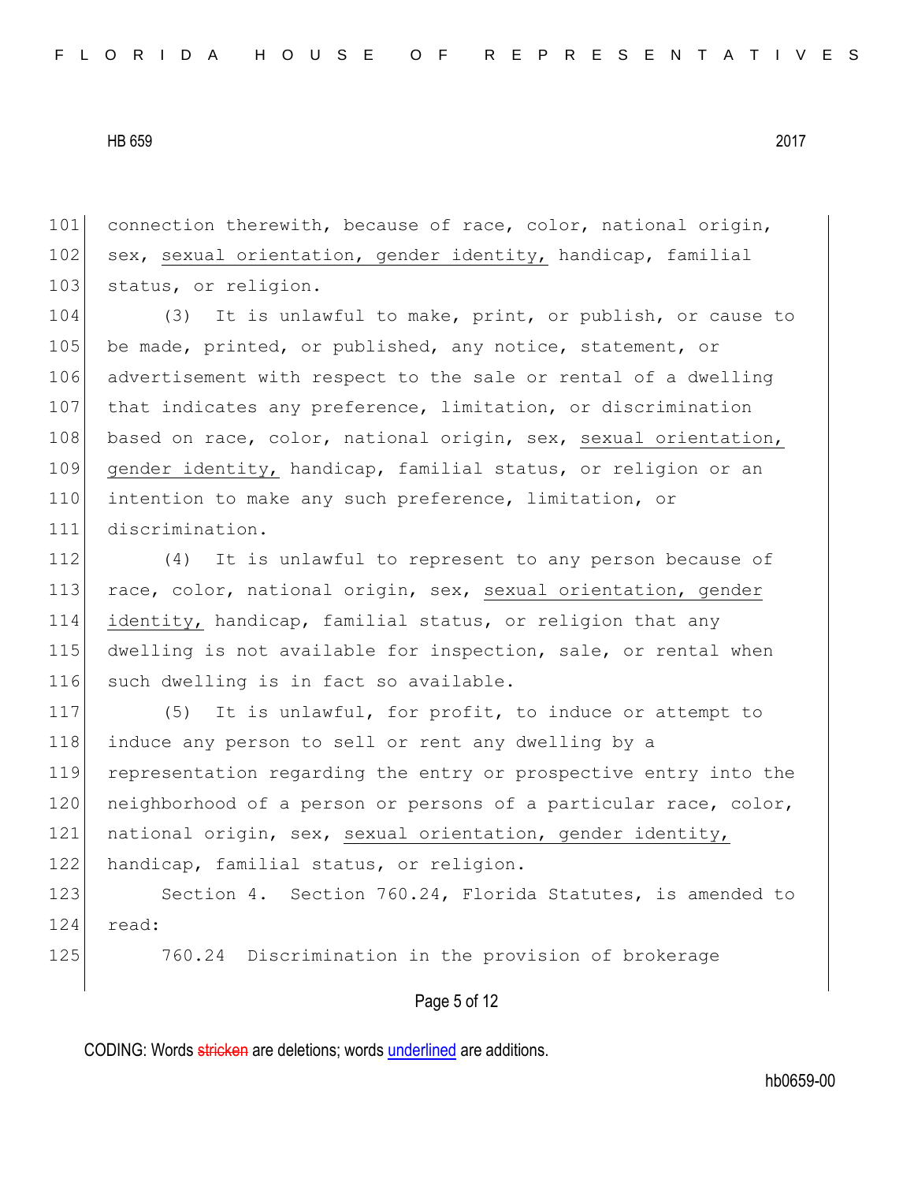connection therewith, because of race, color, national origin, sex, <u>sexual orientation, gender identity,</u> handicap, familial status, or religion.

(3) It is unlawful to make, print, or publish, or cause to be made, printed, or published, any notice, statement, or advertisement with respect to the sale or rental of a dwelling that indicates any preference, limitation, or discrimination based on race, color, national origin, sex, <u>sexual orientation, gender identity,</u> handicap, familial status, or religion or an intention to make any such preference, limitation, or discrimination.

(4) It is unlawful to represent to any person because of race, color, national origin, sex, <u>sexual orientation, gender identity,</u> handicap, familial status, or religion that any dwelling is not available for inspection, sale, or rental when such dwelling is in fact so available.

(5) It is unlawful, for profit, to induce or attempt to induce any person to sell or rent any dwelling by a representation regarding the entry or prospective entry into the neighborhood of a person or persons of a particular race, color, national origin, sex, <u>sexual orientation, gender identity,</u> handicap, familial status, or religion.

Section 4. Section 760.24, Florida Statutes, is amended to read:

760.24 Discrimination in the provision of brokerage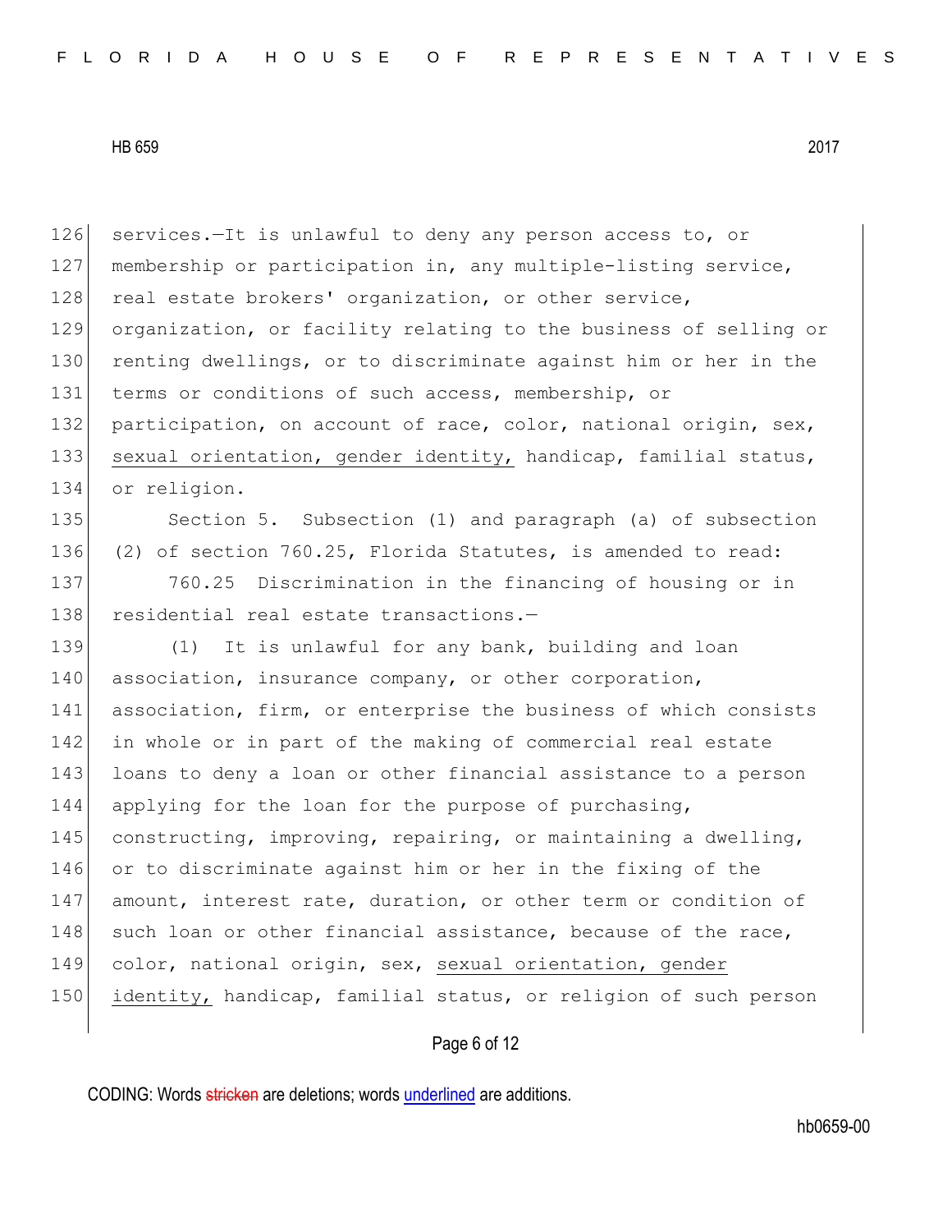services.—It is unlawful to deny any person access to, or membership or participation in, any multiple-listing service, real estate brokers' organization, or other service, organization, or facility relating to the business of selling or renting dwellings, or to discriminate against him or her in the terms or conditions of such access, membership, or participation, on account of race, color, national origin, sex, <u>sexual orientation, gender identity,</u> handicap, familial status, or religion.

Section 5. Subsection (1) and paragraph (a) of subsection (2) of section 760.25, Florida Statutes, is amended to read:

760.25 Discrimination in the financing of housing or in residential real estate transactions.—

(1) It is unlawful for any bank, building and loan association, insurance company, or other corporation, association, firm, or enterprise the business of which consists in whole or in part of the making of commercial real estate loans to deny a loan or other financial assistance to a person applying for the loan for the purpose of purchasing, constructing, improving, repairing, or maintaining a dwelling, or to discriminate against him or her in the fixing of the amount, interest rate, duration, or other term or condition of such loan or other financial assistance, because of the race, color, national origin, sex, <u>sexual orientation, gender identity,</u> handicap, familial status, or religion of such person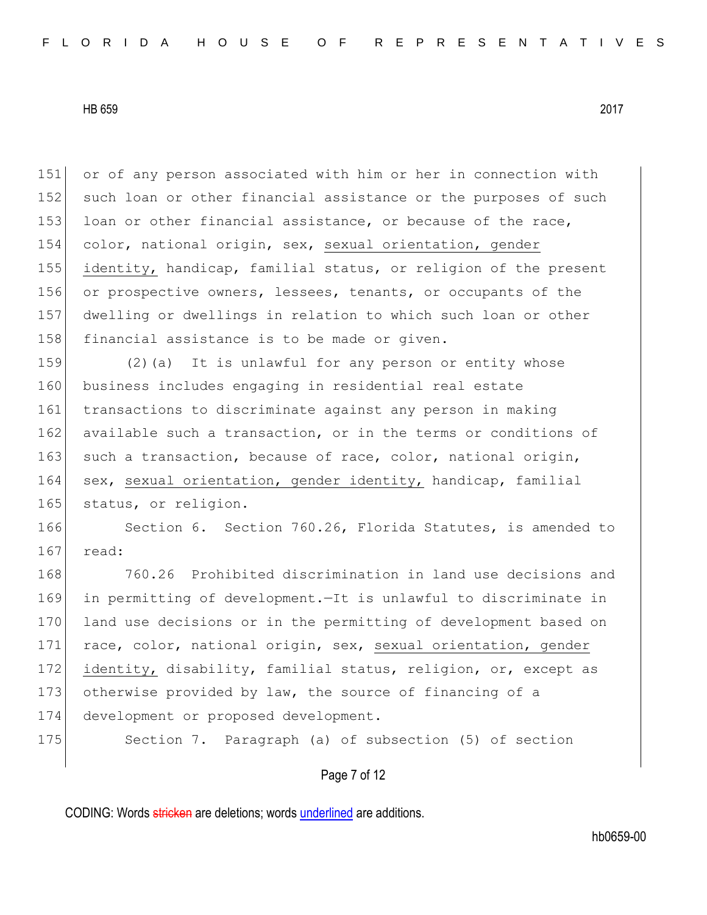or of any person associated with him or her in connection with such loan or other financial assistance or the purposes of such loan or other financial assistance, or because of the race, color, national origin, sex, <u>sexual orientation, gender identity,</u> handicap, familial status, or religion of the present or prospective owners, lessees, tenants, or occupants of the dwelling or dwellings in relation to which such loan or other financial assistance is to be made or given.

(2)(a) It is unlawful for any person or entity whose business includes engaging in residential real estate transactions to discriminate against any person in making available such a transaction, or in the terms or conditions of such a transaction, because of race, color, national origin, sex, <u>sexual orientation, gender identity,</u> handicap, familial status, or religion.

Section 6. Section 760.26, Florida Statutes, is amended to read:

760.26 Prohibited discrimination in land use decisions and in permitting of development.—It is unlawful to discriminate in land use decisions or in the permitting of development based on race, color, national origin, sex, <u>sexual orientation, gender identity,</u> disability, familial status, religion, or, except as otherwise provided by law, the source of financing of a development or proposed development.

Section 7. Paragraph (a) of subsection (5) of section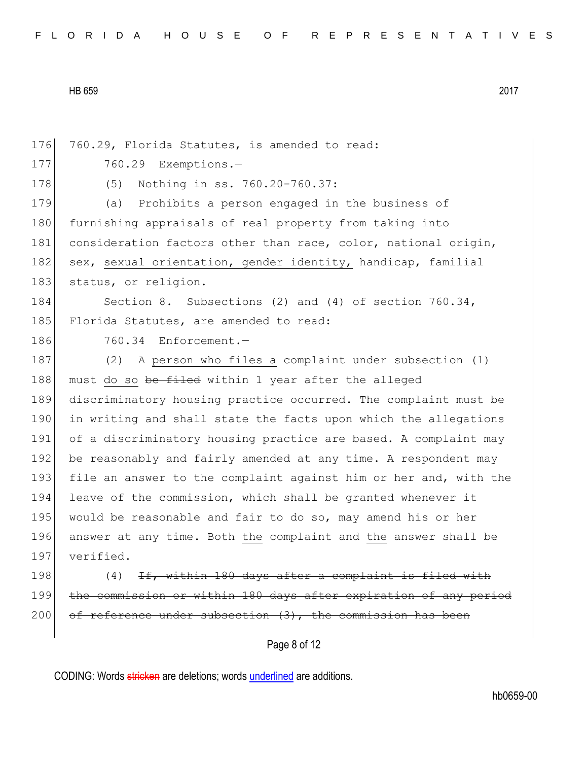760.29, Florida Statutes, is amended to read:

760.29 Exemptions.—

(5) Nothing in ss. 760.20-760.37:

(a) Prohibits a person engaged in the business of furnishing appraisals of real property from taking into consideration factors other than race, color, national origin, sex, <u>sexual orientation, gender identity,</u> handicap, familial status, or religion.

Section 8. Subsections (2) and (4) of section 760.34, Florida Statutes, are amended to read:

760.34 Enforcement.—

(2) A <u>person who files a</u> complaint under subsection (1) must <u>do so</u> ~~be filed~~ within 1 year after the alleged discriminatory housing practice occurred. The complaint must be in writing and shall state the facts upon which the allegations of a discriminatory housing practice are based. A complaint may be reasonably and fairly amended at any time. A respondent may file an answer to the complaint against him or her and, with the leave of the commission, which shall be granted whenever it would be reasonable and fair to do so, may amend his or her answer at any time. Both <u>the</u> complaint and <u>the</u> answer shall be verified.

(4) ~~If, within 180 days after a complaint is filed with the commission or within 180 days after expiration of any period of reference under subsection (3), the commission has been~~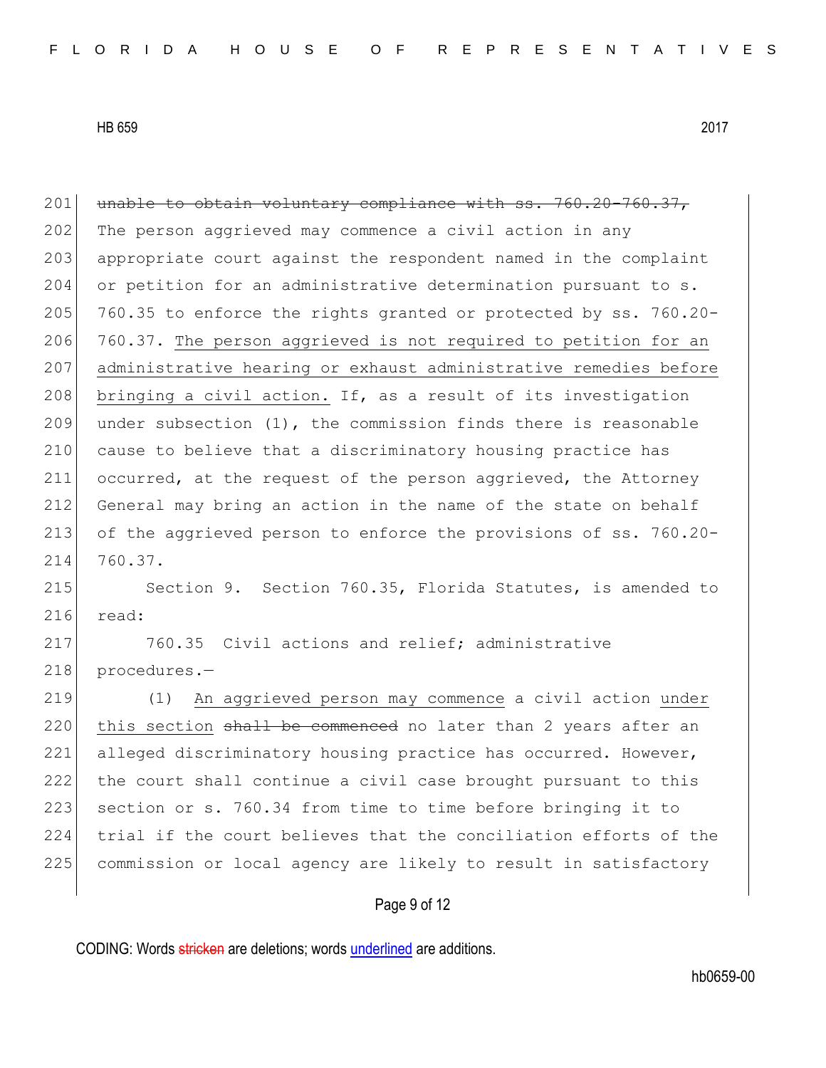~~unable to obtain voluntary compliance with ss. 760.20-760.37,~~ The person aggrieved may commence a civil action in any appropriate court against the respondent named in the complaint or petition for an administrative determination pursuant to s. 760.35 to enforce the rights granted or protected by ss. 760.20-760.37. <u>The person aggrieved is not required to petition for an administrative hearing or exhaust administrative remedies before bringing a civil action.</u> If, as a result of its investigation under subsection (1), the commission finds there is reasonable cause to believe that a discriminatory housing practice has occurred, at the request of the person aggrieved, the Attorney General may bring an action in the name of the state on behalf of the aggrieved person to enforce the provisions of ss. 760.20-760.37.

Section 9. Section 760.35, Florida Statutes, is amended to read:

760.35 Civil actions and relief; administrative procedures.—

(1) <u>An aggrieved person may commence</u> a civil action <u>under this section</u> ~~shall be commenced~~ no later than 2 years after an alleged discriminatory housing practice has occurred. However, the court shall continue a civil case brought pursuant to this section or s. 760.34 from time to time before bringing it to trial if the court believes that the conciliation efforts of the commission or local agency are likely to result in satisfactory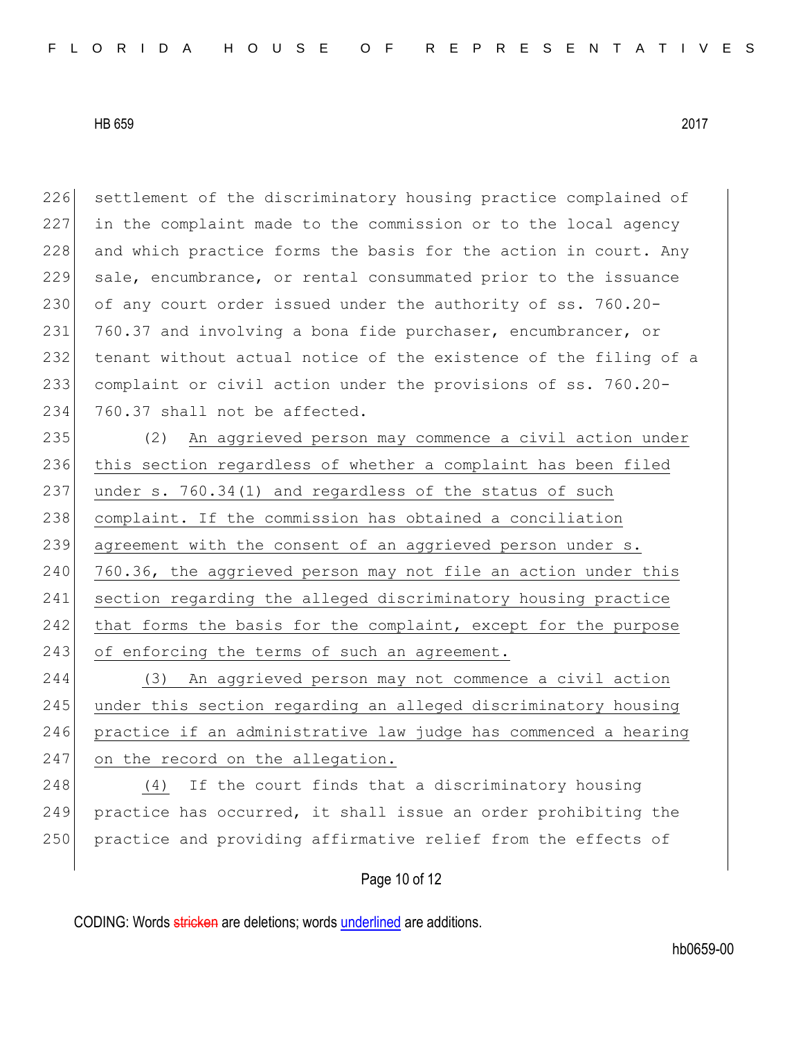settlement of the discriminatory housing practice complained of in the complaint made to the commission or to the local agency and which practice forms the basis for the action in court. Any sale, encumbrance, or rental consummated prior to the issuance of any court order issued under the authority of ss. 760.20-760.37 and involving a bona fide purchaser, encumbrancer, or tenant without actual notice of the existence of the filing of a complaint or civil action under the provisions of ss. 760.20-760.37 shall not be affected.

(2) <u>An aggrieved person may commence a civil action under this section regardless of whether a complaint has been filed under s. 760.34(1) and regardless of the status of such complaint. If the commission has obtained a conciliation agreement with the consent of an aggrieved person under s. 760.36, the aggrieved person may not file an action under this section regarding the alleged discriminatory housing practice that forms the basis for the complaint, except for the purpose of enforcing the terms of such an agreement.</u>

<u>(3) An aggrieved person may not commence a civil action under this section regarding an alleged discriminatory housing practice if an administrative law judge has commenced a hearing on the record on the allegation.</u>

<u>(4)</u> If the court finds that a discriminatory housing practice has occurred, it shall issue an order prohibiting the practice and providing affirmative relief from the effects of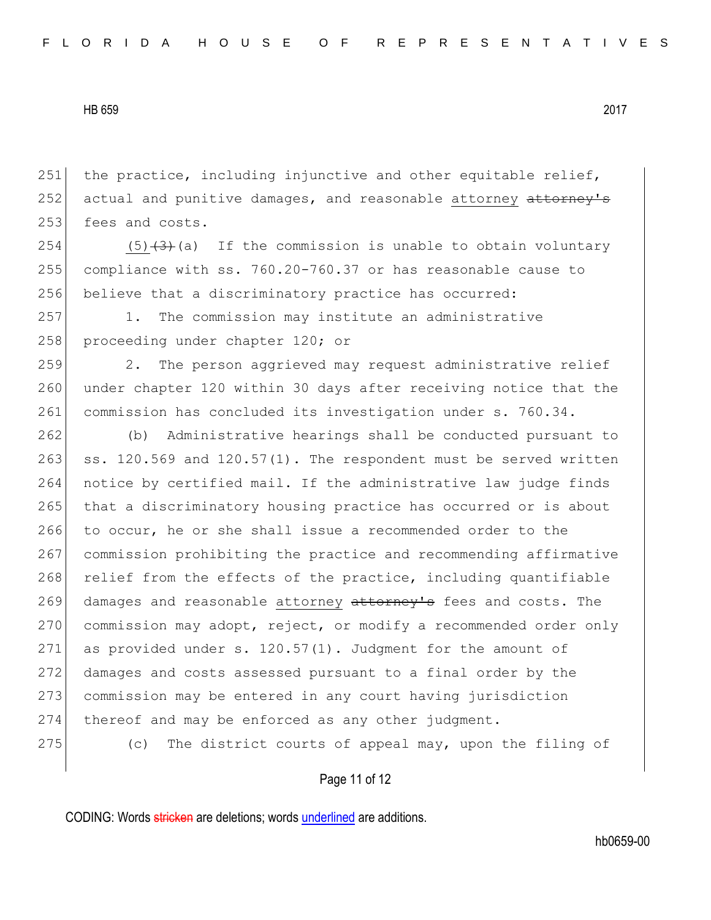the practice, including injunctive and other equitable relief, actual and punitive damages, and reasonable attorney ~~attorney's~~ fees and costs.

(5) ~~(3)~~(a) If the commission is unable to obtain voluntary compliance with ss. 760.20-760.37 or has reasonable cause to believe that a discriminatory practice has occurred:

1. The commission may institute an administrative proceeding under chapter 120; or

2. The person aggrieved may request administrative relief under chapter 120 within 30 days after receiving notice that the commission has concluded its investigation under s. 760.34.

(b) Administrative hearings shall be conducted pursuant to ss. 120.569 and 120.57(1). The respondent must be served written notice by certified mail. If the administrative law judge finds that a discriminatory housing practice has occurred or is about to occur, he or she shall issue a recommended order to the commission prohibiting the practice and recommending affirmative relief from the effects of the practice, including quantifiable damages and reasonable attorney ~~attorney's~~ fees and costs. The commission may adopt, reject, or modify a recommended order only as provided under s. 120.57(1). Judgment for the amount of damages and costs assessed pursuant to a final order by the commission may be entered in any court having jurisdiction thereof and may be enforced as any other judgment.

(c) The district courts of appeal may, upon the filing of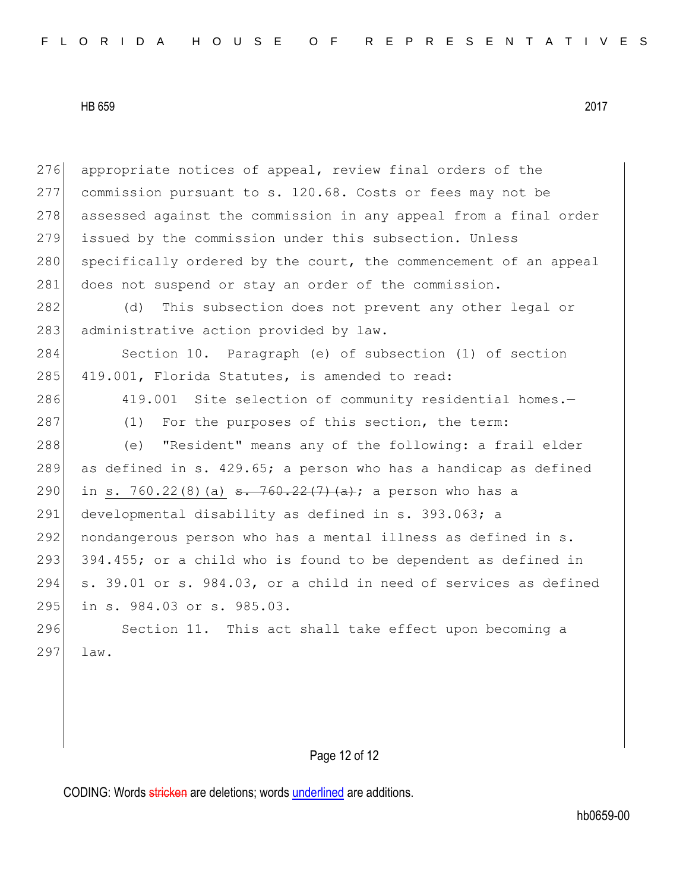appropriate notices of appeal, review final orders of the commission pursuant to s. 120.68. Costs or fees may not be assessed against the commission in any appeal from a final order issued by the commission under this subsection. Unless specifically ordered by the court, the commencement of an appeal does not suspend or stay an order of the commission.

(d) This subsection does not prevent any other legal or administrative action provided by law.

Section 10. Paragraph (e) of subsection (1) of section 419.001, Florida Statutes, is amended to read:

419.001 Site selection of community residential homes.—

(1) For the purposes of this section, the term:

(e) "Resident" means any of the following: a frail elder as defined in s. 429.65; a person who has a handicap as defined in s. 760.22(8)(a) ~~s. 760.22(7)(a)~~; a person who has a developmental disability as defined in s. 393.063; a nondangerous person who has a mental illness as defined in s. 394.455; or a child who is found to be dependent as defined in s. 39.01 or s. 984.03, or a child in need of services as defined in s. 984.03 or s. 985.03.

Section 11. This act shall take effect upon becoming a law.

CODING: Words ~~stricken~~ are deletions; words underlined are additions.